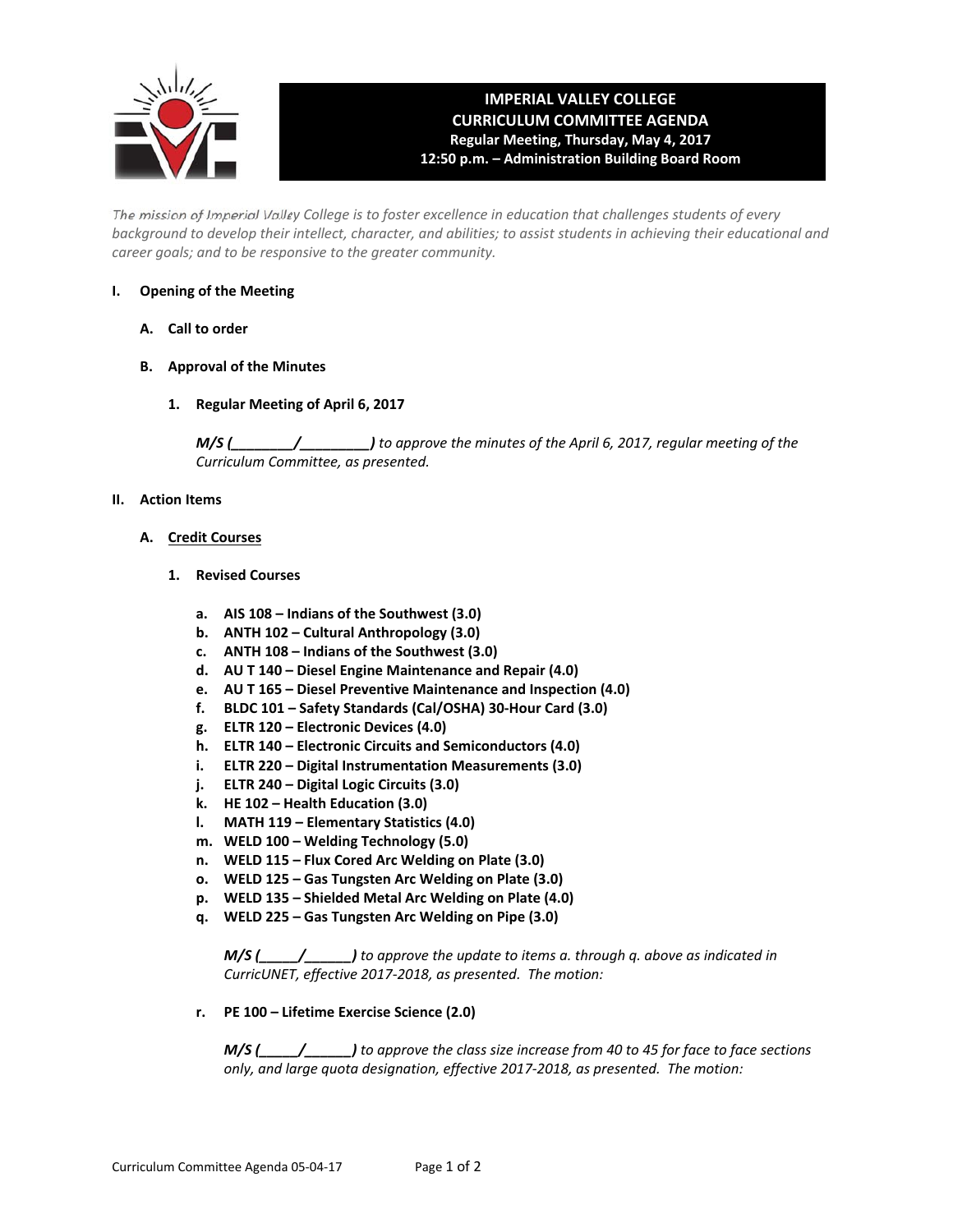# IMPERIAL VALLEY COLLEGE
## CURRICULUM COMMITTEE AGENDA
**Regular Meeting, Thursday, May 4, 2017**
**12:50 p.m. – Administration Building Board Room**

*The mission of Imperial Valley College is to foster excellence in education that challenges students of every background to develop their intellect, character, and abilities; to assist students in achieving their educational and career goals; and to be responsive to the greater community.*

**I. Opening of the Meeting**

**A. Call to order**

**B. Approval of the Minutes**

**1. Regular Meeting of April 6, 2017**

***M/S (________/________)*** *to approve the minutes of the April 6, 2017, regular meeting of the Curriculum Committee, as presented.*

**II. Action Items**

**A. Credit Courses**

**1. Revised Courses**

- **a. AIS 108 – Indians of the Southwest (3.0)**
- **b. ANTH 102 – Cultural Anthropology (3.0)**
- **c. ANTH 108 – Indians of the Southwest (3.0)**
- **d. AU T 140 – Diesel Engine Maintenance and Repair (4.0)**
- **e. AU T 165 – Diesel Preventive Maintenance and Inspection (4.0)**
- **f. BLDC 101 – Safety Standards (Cal/OSHA) 30-Hour Card (3.0)**
- **g. ELTR 120 – Electronic Devices (4.0)**
- **h. ELTR 140 – Electronic Circuits and Semiconductors (4.0)**
- **i. ELTR 220 – Digital Instrumentation Measurements (3.0)**
- **j. ELTR 240 – Digital Logic Circuits (3.0)**
- **k. HE 102 – Health Education (3.0)**
- **l. MATH 119 – Elementary Statistics (4.0)**
- **m. WELD 100 – Welding Technology (5.0)**
- **n. WELD 115 – Flux Cored Arc Welding on Plate (3.0)**
- **o. WELD 125 – Gas Tungsten Arc Welding on Plate (3.0)**
- **p. WELD 135 – Shielded Metal Arc Welding on Plate (4.0)**
- **q. WELD 225 – Gas Tungsten Arc Welding on Pipe (3.0)**

***M/S (_____/______)*** *to approve the update to items a. through q. above as indicated in CurricUNET, effective 2017-2018, as presented. The motion:*

- **r. PE 100 – Lifetime Exercise Science (2.0)**

***M/S (_____/______)*** *to approve the class size increase from 40 to 45 for face to face sections only, and large quota designation, effective 2017-2018, as presented. The motion:*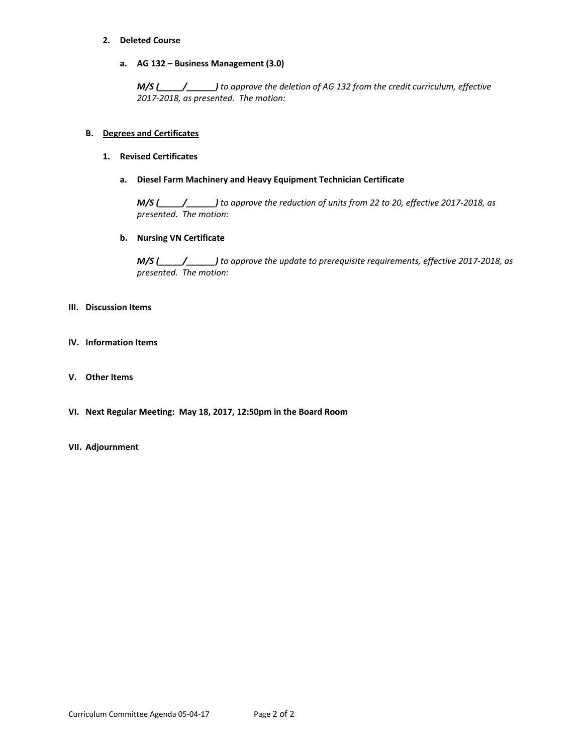2. **Deleted Course**

   a. **AG 132 – Business Management (3.0)**

      ***M/S (_____/______)*** *to approve the deletion of AG 132 from the credit curriculum, effective 2017-2018, as presented. The motion:*

**B. <u>Degrees and Certificates</u>**

1. **Revised Certificates**

   a. **Diesel Farm Machinery and Heavy Equipment Technician Certificate**

      ***M/S (_____/______)*** *to approve the reduction of units from 22 to 20, effective 2017-2018, as presented. The motion:*

   b. **Nursing VN Certificate**

      ***M/S (_____/______)*** *to approve the update to prerequisite requirements, effective 2017-2018, as presented. The motion:*

## III. Discussion Items

## IV. Information Items

## V. Other Items

## VI. Next Regular Meeting: May 18, 2017, 12:50pm in the Board Room

## VII. Adjournment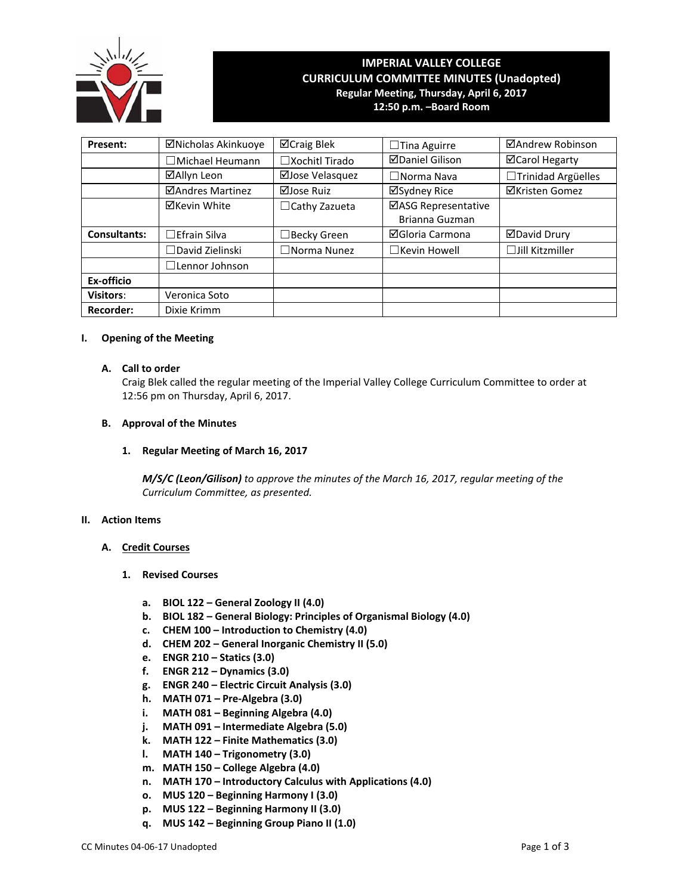# IMPERIAL VALLEY COLLEGE
## CURRICULUM COMMITTEE MINUTES (Unadopted)
**Regular Meeting, Thursday, April 6, 2017**
**12:50 p.m. –Board Room**

| **Present:** | ☑Nicholas Akinkuoye | ☑Craig Blek | ☐Tina Aguirre | ☑Andrew Robinson |
|---|---|---|---|---|
| | ☐Michael Heumann | ☐Xochitl Tirado | ☑Daniel Gilison | ☑Carol Hegarty |
| | ☑Allyn Leon | ☑Jose Velasquez | ☐Norma Nava | ☐Trinidad Argüelles |
| | ☑Andres Martinez | ☑Jose Ruiz | ☑Sydney Rice | ☑Kristen Gomez |
| | ☑Kevin White | ☐Cathy Zazueta | ☑ASG Representative Brianna Guzman | |
| **Consultants:** | ☐Efrain Silva | ☐Becky Green | ☑Gloria Carmona | ☑David Drury |
| | ☐David Zielinski | ☐Norma Nunez | ☐Kevin Howell | ☐Jill Kitzmiller |
| | ☐Lennor Johnson | | | |
| **Ex-officio** | | | | |
| **Visitors**: | Veronica Soto | | | |
| **Recorder:** | Dixie Krimm | | | |

## I. Opening of the Meeting

### A. Call to order

Craig Blek called the regular meeting of the Imperial Valley College Curriculum Committee to order at 12:56 pm on Thursday, April 6, 2017.

### B. Approval of the Minutes

#### 1. Regular Meeting of March 16, 2017

***M/S/C (Leon/Gilison)*** *to approve the minutes of the March 16, 2017, regular meeting of the Curriculum Committee, as presented.*

## II. Action Items

### A. Credit Courses

#### 1. Revised Courses

- **a. BIOL 122 – General Zoology II (4.0)**
- **b. BIOL 182 – General Biology: Principles of Organismal Biology (4.0)**
- **c. CHEM 100 – Introduction to Chemistry (4.0)**
- **d. CHEM 202 – General Inorganic Chemistry II (5.0)**
- **e. ENGR 210 – Statics (3.0)**
- **f. ENGR 212 – Dynamics (3.0)**
- **g. ENGR 240 – Electric Circuit Analysis (3.0)**
- **h. MATH 071 – Pre-Algebra (3.0)**
- **i. MATH 081 – Beginning Algebra (4.0)**
- **j. MATH 091 – Intermediate Algebra (5.0)**
- **k. MATH 122 – Finite Mathematics (3.0)**
- **l. MATH 140 – Trigonometry (3.0)**
- **m. MATH 150 – College Algebra (4.0)**
- **n. MATH 170 – Introductory Calculus with Applications (4.0)**
- **o. MUS 120 – Beginning Harmony I (3.0)**
- **p. MUS 122 – Beginning Harmony II (3.0)**
- **q. MUS 142 – Beginning Group Piano II (1.0)**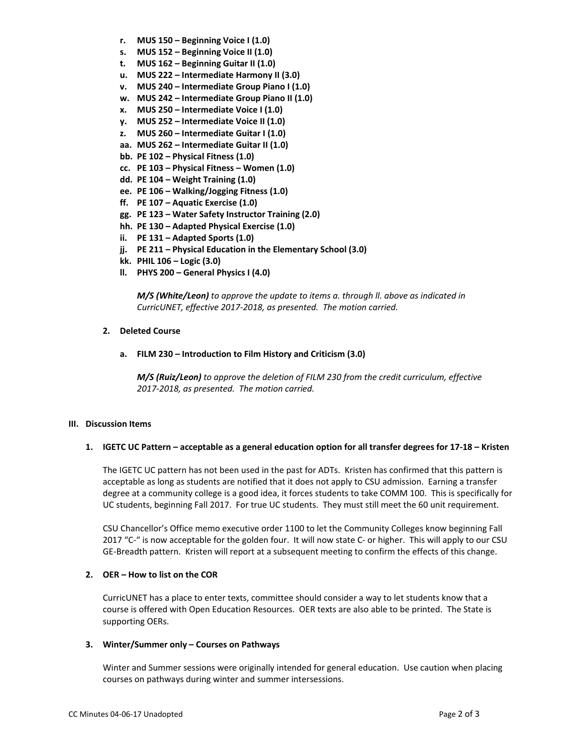r. **MUS 150 – Beginning Voice I (1.0)**
s. **MUS 152 – Beginning Voice II (1.0)**
t. **MUS 162 – Beginning Guitar II (1.0)**
u. **MUS 222 – Intermediate Harmony II (3.0)**
v. **MUS 240 – Intermediate Group Piano I (1.0)**
w. **MUS 242 – Intermediate Group Piano II (1.0)**
x. **MUS 250 – Intermediate Voice I (1.0)**
y. **MUS 252 – Intermediate Voice II (1.0)**
z. **MUS 260 – Intermediate Guitar I (1.0)**
aa. **MUS 262 – Intermediate Guitar II (1.0)**
bb. **PE 102 – Physical Fitness (1.0)**
cc. **PE 103 – Physical Fitness – Women (1.0)**
dd. **PE 104 – Weight Training (1.0)**
ee. **PE 106 – Walking/Jogging Fitness (1.0)**
ff. **PE 107 – Aquatic Exercise (1.0)**
gg. **PE 123 – Water Safety Instructor Training (2.0)**
hh. **PE 130 – Adapted Physical Exercise (1.0)**
ii. **PE 131 – Adapted Sports (1.0)**
jj. **PE 211 – Physical Education in the Elementary School (3.0)**
kk. **PHIL 106 – Logic (3.0)**
ll. **PHYS 200 – General Physics I (4.0)**

***M/S (White/Leon)*** *to approve the update to items a. through ll. above as indicated in CurricUNET, effective 2017-2018, as presented. The motion carried.*

**2. Deleted Course**

a. **FILM 230 – Introduction to Film History and Criticism (3.0)**

***M/S (Ruiz/Leon)*** *to approve the deletion of FILM 230 from the credit curriculum, effective 2017-2018, as presented. The motion carried.*

## III. Discussion Items

**1. IGETC UC Pattern – acceptable as a general education option for all transfer degrees for 17-18 – Kristen**

The IGETC UC pattern has not been used in the past for ADTs. Kristen has confirmed that this pattern is acceptable as long as students are notified that it does not apply to CSU admission. Earning a transfer degree at a community college is a good idea, it forces students to take COMM 100. This is specifically for UC students, beginning Fall 2017. For true UC students. They must still meet the 60 unit requirement.

CSU Chancellor's Office memo executive order 1100 to let the Community Colleges know beginning Fall 2017 "C-" is now acceptable for the golden four. It will now state C- or higher. This will apply to our CSU GE-Breadth pattern. Kristen will report at a subsequent meeting to confirm the effects of this change.

**2. OER – How to list on the COR**

CurricUNET has a place to enter texts, committee should consider a way to let students know that a course is offered with Open Education Resources. OER texts are also able to be printed. The State is supporting OERs.

**3. Winter/Summer only – Courses on Pathways**

Winter and Summer sessions were originally intended for general education. Use caution when placing courses on pathways during winter and summer intersessions.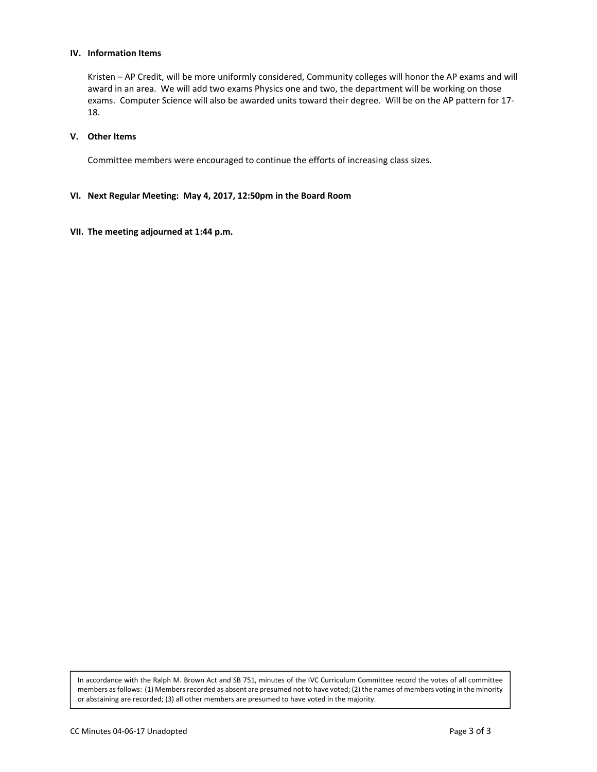### IV. Information Items

Kristen – AP Credit, will be more uniformly considered, Community colleges will honor the AP exams and will award in an area. We will add two exams Physics one and two, the department will be working on those exams. Computer Science will also be awarded units toward their degree. Will be on the AP pattern for 17-18.

### V. Other Items

Committee members were encouraged to continue the efforts of increasing class sizes.

### VI. Next Regular Meeting: May 4, 2017, 12:50pm in the Board Room

### VII. The meeting adjourned at 1:44 p.m.

In accordance with the Ralph M. Brown Act and SB 751, minutes of the IVC Curriculum Committee record the votes of all committee members as follows: (1) Members recorded as absent are presumed not to have voted; (2) the names of members voting in the minority or abstaining are recorded; (3) all other members are presumed to have voted in the majority.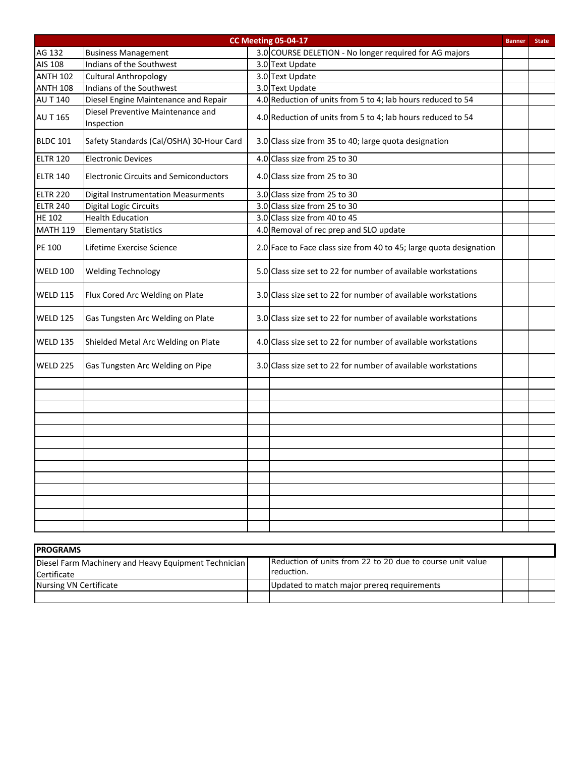| CC Meeting 05-04-17 | | | | Banner | State |
|---|---|---|---|---|---|
| AG 132 | Business Management | 3.0 | COURSE DELETION - No longer required for AG majors | | |
| AIS 108 | Indians of the Southwest | 3.0 | Text Update | | |
| ANTH 102 | Cultural Anthropology | 3.0 | Text Update | | |
| ANTH 108 | Indians of the Southwest | 3.0 | Text Update | | |
| AU T 140 | Diesel Engine Maintenance and Repair | 4.0 | Reduction of units from 5 to 4; lab hours reduced to 54 | | |
| AU T 165 | Diesel Preventive Maintenance and Inspection | 4.0 | Reduction of units from 5 to 4; lab hours reduced to 54 | | |
| BLDC 101 | Safety Standards (Cal/OSHA) 30-Hour Card | 3.0 | Class size from 35 to 40; large quota designation | | |
| ELTR 120 | Electronic Devices | 4.0 | Class size from 25 to 30 | | |
| ELTR 140 | Electronic Circuits and Semiconductors | 4.0 | Class size from 25 to 30 | | |
| ELTR 220 | Digital Instrumentation Measurments | 3.0 | Class size from 25 to 30 | | |
| ELTR 240 | Digital Logic Circuits | 3.0 | Class size from 25 to 30 | | |
| HE 102 | Health Education | 3.0 | Class size from 40 to 45 | | |
| MATH 119 | Elementary Statistics | 4.0 | Removal of rec prep and SLO update | | |
| PE 100 | Lifetime Exercise Science | 2.0 | Face to Face class size from 40 to 45; large quota designation | | |
| WELD 100 | Welding Technology | 5.0 | Class size set to 22 for number of available workstations | | |
| WELD 115 | Flux Cored Arc Welding on Plate | 3.0 | Class size set to 22 for number of available workstations | | |
| WELD 125 | Gas Tungsten Arc Welding on Plate | 3.0 | Class size set to 22 for number of available workstations | | |
| WELD 135 | Shielded Metal Arc Welding on Plate | 4.0 | Class size set to 22 for number of available workstations | | |
| WELD 225 | Gas Tungsten Arc Welding on Pipe | 3.0 | Class size set to 22 for number of available workstations | | |

| PROGRAMS | | | | |
|---|---|---|---|---|
| Diesel Farm Machinery and Heavy Equipment Technician Certificate | | Reduction of units from 22 to 20 due to course unit value reduction. | | |
| Nursing VN Certificate | | Updated to match major prereq requirements | | |